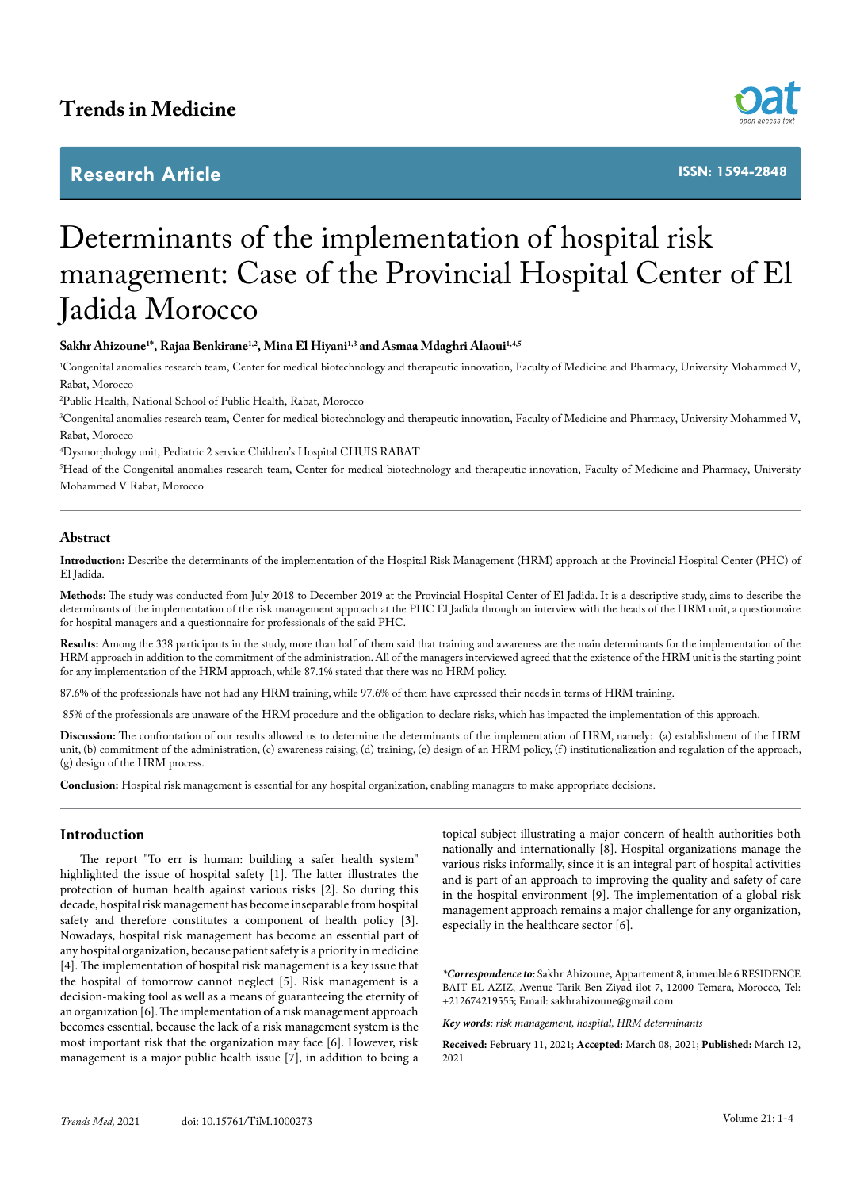Trends in Medicine

Research Article

ISSN: 1594-2848

# Determinants of the implementation of hospital risk management: Case of the Provincial Hospital Center of El Jadida Morocco

**Sakhr Ahizoune[1*], Rajaa Benkirane[1,2], Mina El Hiyani[1,3] and Asmaa Mdaghri Alaoui[1,4,5]**

[1]Congenital anomalies research team, Center for medical biotechnology and therapeutic innovation, Faculty of Medicine and Pharmacy, University Mohammed V, Rabat, Morocco

[2]Public Health, National School of Public Health, Rabat, Morocco

[3]Congenital anomalies research team, Center for medical biotechnology and therapeutic innovation, Faculty of Medicine and Pharmacy, University Mohammed V, Rabat, Morocco

[4]Dysmorphology unit, Pediatric 2 service Children's Hospital CHUIS RABAT

[5]Head of the Congenital anomalies research team, Center for medical biotechnology and therapeutic innovation, Faculty of Medicine and Pharmacy, University Mohammed V Rabat, Morocco

## Abstract

**Introduction:** Describe the determinants of the implementation of the Hospital Risk Management (HRM) approach at the Provincial Hospital Center (PHC) of El Jadida.

**Methods:** The study was conducted from July 2018 to December 2019 at the Provincial Hospital Center of El Jadida. It is a descriptive study, aims to describe the determinants of the implementation of the risk management approach at the PHC El Jadida through an interview with the heads of the HRM unit, a questionnaire for hospital managers and a questionnaire for professionals of the said PHC.

**Results:** Among the 338 participants in the study, more than half of them said that training and awareness are the main determinants for the implementation of the HRM approach in addition to the commitment of the administration. All of the managers interviewed agreed that the existence of the HRM unit is the starting point for any implementation of the HRM approach, while 87.1% stated that there was no HRM policy.

87.6% of the professionals have not had any HRM training, while 97.6% of them have expressed their needs in terms of HRM training.

85% of the professionals are unaware of the HRM procedure and the obligation to declare risks, which has impacted the implementation of this approach.

**Discussion:** The confrontation of our results allowed us to determine the determinants of the implementation of HRM, namely: (a) establishment of the HRM unit, (b) commitment of the administration, (c) awareness raising, (d) training, (e) design of an HRM policy, (f) institutionalization and regulation of the approach, (g) design of the HRM process.

**Conclusion:** Hospital risk management is essential for any hospital organization, enabling managers to make appropriate decisions.

## Introduction

The report "To err is human: building a safer health system" highlighted the issue of hospital safety [1]. The latter illustrates the protection of human health against various risks [2]. So during this decade, hospital risk management has become inseparable from hospital safety and therefore constitutes a component of health policy [3]. Nowadays, hospital risk management has become an essential part of any hospital organization, because patient safety is a priority in medicine [4]. The implementation of hospital risk management is a key issue that the hospital of tomorrow cannot neglect [5]. Risk management is a decision-making tool as well as a means of guaranteeing the eternity of an organization [6]. The implementation of a risk management approach becomes essential, because the lack of a risk management system is the most important risk that the organization may face [6]. However, risk management is a major public health issue [7], in addition to being a topical subject illustrating a major concern of health authorities both nationally and internationally [8]. Hospital organizations manage the various risks informally, since it is an integral part of hospital activities and is part of an approach to improving the quality and safety of care in the hospital environment [9]. The implementation of a global risk management approach remains a major challenge for any organization, especially in the healthcare sector [6].

***Correspondence to:*** Sakhr Ahizoune, Appartement 8, immeuble 6 RESIDENCE BAIT EL AZIZ, Avenue Tarik Ben Ziyad ilot 7, 12000 Temara, Morocco, Tel: +212674219555; Email: sakhrahizoune@gmail.com

***Key words:*** *risk management, hospital, HRM determinants*

**Received:** February 11, 2021; **Accepted:** March 08, 2021; **Published:** March 12, 2021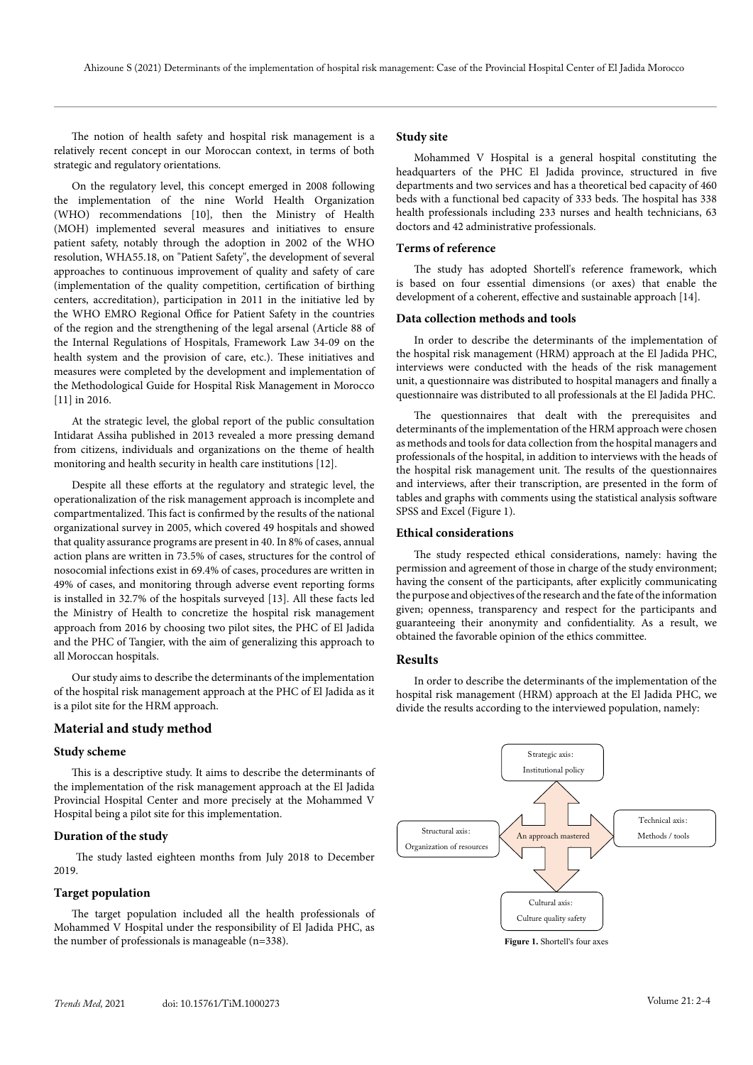The notion of health safety and hospital risk management is a relatively recent concept in our Moroccan context, in terms of both strategic and regulatory orientations.

On the regulatory level, this concept emerged in 2008 following the implementation of the nine World Health Organization (WHO) recommendations [10], then the Ministry of Health (MOH) implemented several measures and initiatives to ensure patient safety, notably through the adoption in 2002 of the WHO resolution, WHA55.18, on "Patient Safety", the development of several approaches to continuous improvement of quality and safety of care (implementation of the quality competition, certification of birthing centers, accreditation), participation in 2011 in the initiative led by the WHO EMRO Regional Office for Patient Safety in the countries of the region and the strengthening of the legal arsenal (Article 88 of the Internal Regulations of Hospitals, Framework Law 34-09 on the health system and the provision of care, etc.). These initiatives and measures were completed by the development and implementation of the Methodological Guide for Hospital Risk Management in Morocco [11] in 2016.

At the strategic level, the global report of the public consultation Intidarat Assiha published in 2013 revealed a more pressing demand from citizens, individuals and organizations on the theme of health monitoring and health security in health care institutions [12].

Despite all these efforts at the regulatory and strategic level, the operationalization of the risk management approach is incomplete and compartmentalized. This fact is confirmed by the results of the national organizational survey in 2005, which covered 49 hospitals and showed that quality assurance programs are present in 40. In 8% of cases, annual action plans are written in 73.5% of cases, structures for the control of nosocomial infections exist in 69.4% of cases, procedures are written in 49% of cases, and monitoring through adverse event reporting forms is installed in 32.7% of the hospitals surveyed [13]. All these facts led the Ministry of Health to concretize the hospital risk management approach from 2016 by choosing two pilot sites, the PHC of El Jadida and the PHC of Tangier, with the aim of generalizing this approach to all Moroccan hospitals.

Our study aims to describe the determinants of the implementation of the hospital risk management approach at the PHC of El Jadida as it is a pilot site for the HRM approach.

## Material and study method

### Study scheme

This is a descriptive study. It aims to describe the determinants of the implementation of the risk management approach at the El Jadida Provincial Hospital Center and more precisely at the Mohammed V Hospital being a pilot site for this implementation.

### Duration of the study

The study lasted eighteen months from July 2018 to December 2019.

### Target population

The target population included all the health professionals of Mohammed V Hospital under the responsibility of El Jadida PHC, as the number of professionals is manageable (n=338).

### Study site

Mohammed V Hospital is a general hospital constituting the headquarters of the PHC El Jadida province, structured in five departments and two services and has a theoretical bed capacity of 460 beds with a functional bed capacity of 333 beds. The hospital has 338 health professionals including 233 nurses and health technicians, 63 doctors and 42 administrative professionals.

### Terms of reference

The study has adopted Shortell's reference framework, which is based on four essential dimensions (or axes) that enable the development of a coherent, effective and sustainable approach [14].

### Data collection methods and tools

In order to describe the determinants of the implementation of the hospital risk management (HRM) approach at the El Jadida PHC, interviews were conducted with the heads of the risk management unit, a questionnaire was distributed to hospital managers and finally a questionnaire was distributed to all professionals at the El Jadida PHC.

The questionnaires that dealt with the prerequisites and determinants of the implementation of the HRM approach were chosen as methods and tools for data collection from the hospital managers and professionals of the hospital, in addition to interviews with the heads of the hospital risk management unit. The results of the questionnaires and interviews, after their transcription, are presented in the form of tables and graphs with comments using the statistical analysis software SPSS and Excel (Figure 1).

### Ethical considerations

The study respected ethical considerations, namely: having the permission and agreement of those in charge of the study environment; having the consent of the participants, after explicitly communicating the purpose and objectives of the research and the fate of the information given; openness, transparency and respect for the participants and guaranteeing their anonymity and confidentiality. As a result, we obtained the favorable opinion of the ethics committee.

## Results

In order to describe the determinants of the implementation of the hospital risk management (HRM) approach at the El Jadida PHC, we divide the results according to the interviewed population, namely:

Strategic axis: Institutional policy

Structural axis: Organization of resources

An approach mastered

Technical axis: Methods / tools

Cultural axis: Culture quality safety

**Figure 1.** Shortell's four axes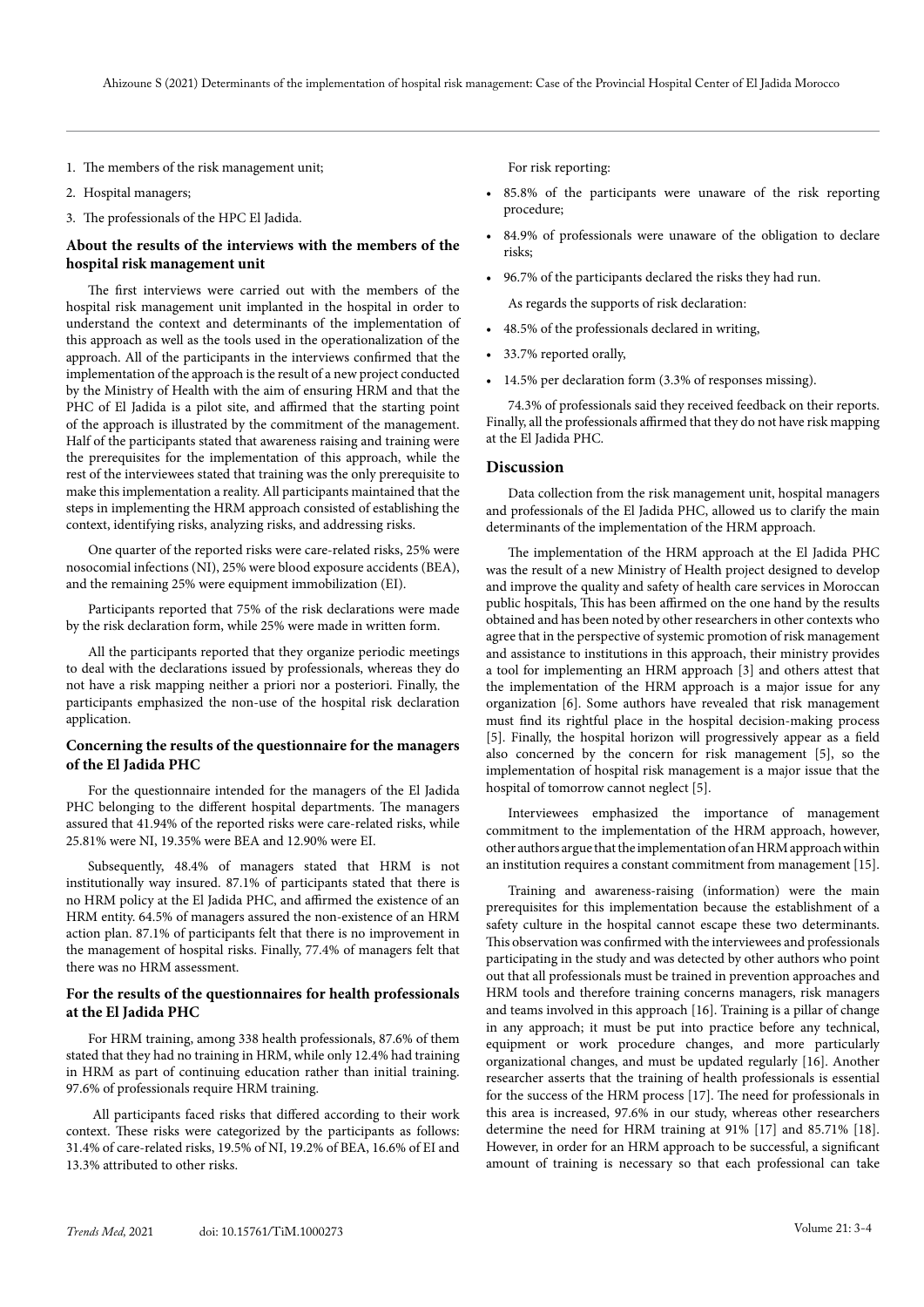1. The members of the risk management unit;
2. Hospital managers;
3. The professionals of the HPC El Jadida.

### About the results of the interviews with the members of the hospital risk management unit

The first interviews were carried out with the members of the hospital risk management unit implanted in the hospital in order to understand the context and determinants of the implementation of this approach as well as the tools used in the operationalization of the approach. All of the participants in the interviews confirmed that the implementation of the approach is the result of a new project conducted by the Ministry of Health with the aim of ensuring HRM and that the PHC of El Jadida is a pilot site, and affirmed that the starting point of the approach is illustrated by the commitment of the management. Half of the participants stated that awareness raising and training were the prerequisites for the implementation of this approach, while the rest of the interviewees stated that training was the only prerequisite to make this implementation a reality. All participants maintained that the steps in implementing the HRM approach consisted of establishing the context, identifying risks, analyzing risks, and addressing risks.

One quarter of the reported risks were care-related risks, 25% were nosocomial infections (NI), 25% were blood exposure accidents (BEA), and the remaining 25% were equipment immobilization (EI).

Participants reported that 75% of the risk declarations were made by the risk declaration form, while 25% were made in written form.

All the participants reported that they organize periodic meetings to deal with the declarations issued by professionals, whereas they do not have a risk mapping neither a priori nor a posteriori. Finally, the participants emphasized the non-use of the hospital risk declaration application.

### Concerning the results of the questionnaire for the managers of the El Jadida PHC

For the questionnaire intended for the managers of the El Jadida PHC belonging to the different hospital departments. The managers assured that 41.94% of the reported risks were care-related risks, while 25.81% were NI, 19.35% were BEA and 12.90% were EI.

Subsequently, 48.4% of managers stated that HRM is not institutionally way insured. 87.1% of participants stated that there is no HRM policy at the El Jadida PHC, and affirmed the existence of an HRM entity. 64.5% of managers assured the non-existence of an HRM action plan. 87.1% of participants felt that there is no improvement in the management of hospital risks. Finally, 77.4% of managers felt that there was no HRM assessment.

### For the results of the questionnaires for health professionals at the El Jadida PHC

For HRM training, among 338 health professionals, 87.6% of them stated that they had no training in HRM, while only 12.4% had training in HRM as part of continuing education rather than initial training. 97.6% of professionals require HRM training.

All participants faced risks that differed according to their work context. These risks were categorized by the participants as follows: 31.4% of care-related risks, 19.5% of NI, 19.2% of BEA, 16.6% of EI and 13.3% attributed to other risks.

For risk reporting:

- 85.8% of the participants were unaware of the risk reporting procedure;
- 84.9% of professionals were unaware of the obligation to declare risks;
- 96.7% of the participants declared the risks they had run.

As regards the supports of risk declaration:

- 48.5% of the professionals declared in writing,
- 33.7% reported orally,
- 14.5% per declaration form (3.3% of responses missing).

74.3% of professionals said they received feedback on their reports. Finally, all the professionals affirmed that they do not have risk mapping at the El Jadida PHC.

## Discussion

Data collection from the risk management unit, hospital managers and professionals of the El Jadida PHC, allowed us to clarify the main determinants of the implementation of the HRM approach.

The implementation of the HRM approach at the El Jadida PHC was the result of a new Ministry of Health project designed to develop and improve the quality and safety of health care services in Moroccan public hospitals, This has been affirmed on the one hand by the results obtained and has been noted by other researchers in other contexts who agree that in the perspective of systemic promotion of risk management and assistance to institutions in this approach, their ministry provides a tool for implementing an HRM approach [3] and others attest that the implementation of the HRM approach is a major issue for any organization [6]. Some authors have revealed that risk management must find its rightful place in the hospital decision-making process [5]. Finally, the hospital horizon will progressively appear as a field also concerned by the concern for risk management [5], so the implementation of hospital risk management is a major issue that the hospital of tomorrow cannot neglect [5].

Interviewees emphasized the importance of management commitment to the implementation of the HRM approach, however, other authors argue that the implementation of an HRM approach within an institution requires a constant commitment from management [15].

Training and awareness-raising (information) were the main prerequisites for this implementation because the establishment of a safety culture in the hospital cannot escape these two determinants. This observation was confirmed with the interviewees and professionals participating in the study and was detected by other authors who point out that all professionals must be trained in prevention approaches and HRM tools and therefore training concerns managers, risk managers and teams involved in this approach [16]. Training is a pillar of change in any approach; it must be put into practice before any technical, equipment or work procedure changes, and more particularly organizational changes, and must be updated regularly [16]. Another researcher asserts that the training of health professionals is essential for the success of the HRM process [17]. The need for professionals in this area is increased, 97.6% in our study, whereas other researchers determine the need for HRM training at 91% [17] and 85.71% [18]. However, in order for an HRM approach to be successful, a significant amount of training is necessary so that each professional can take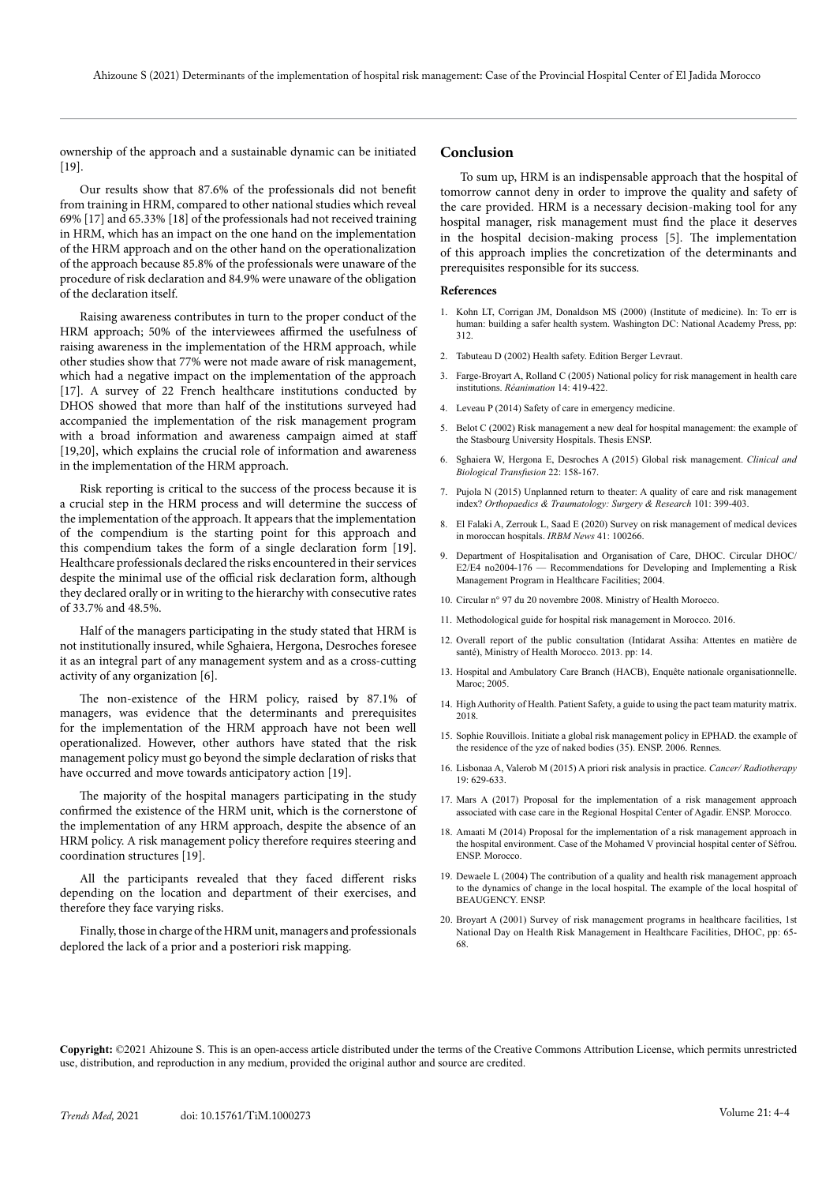ownership of the approach and a sustainable dynamic can be initiated [19].

Our results show that 87.6% of the professionals did not benefit from training in HRM, compared to other national studies which reveal 69% [17] and 65.33% [18] of the professionals had not received training in HRM, which has an impact on the one hand on the implementation of the HRM approach and on the other hand on the operationalization of the approach because 85.8% of the professionals were unaware of the procedure of risk declaration and 84.9% were unaware of the obligation of the declaration itself.

Raising awareness contributes in turn to the proper conduct of the HRM approach; 50% of the interviewees affirmed the usefulness of raising awareness in the implementation of the HRM approach, while other studies show that 77% were not made aware of risk management, which had a negative impact on the implementation of the approach [17]. A survey of 22 French healthcare institutions conducted by DHOS showed that more than half of the institutions surveyed had accompanied the implementation of the risk management program with a broad information and awareness campaign aimed at staff [19,20], which explains the crucial role of information and awareness in the implementation of the HRM approach.

Risk reporting is critical to the success of the process because it is a crucial step in the HRM process and will determine the success of the implementation of the approach. It appears that the implementation of the compendium is the starting point for this approach and this compendium takes the form of a single declaration form [19]. Healthcare professionals declared the risks encountered in their services despite the minimal use of the official risk declaration form, although they declared orally or in writing to the hierarchy with consecutive rates of 33.7% and 48.5%.

Half of the managers participating in the study stated that HRM is not institutionally insured, while Sghaiera, Hergona, Desroches foresee it as an integral part of any management system and as a cross-cutting activity of any organization [6].

The non-existence of the HRM policy, raised by 87.1% of managers, was evidence that the determinants and prerequisites for the implementation of the HRM approach have not been well operationalized. However, other authors have stated that the risk management policy must go beyond the simple declaration of risks that have occurred and move towards anticipatory action [19].

The majority of the hospital managers participating in the study confirmed the existence of the HRM unit, which is the cornerstone of the implementation of any HRM approach, despite the absence of an HRM policy. A risk management policy therefore requires steering and coordination structures [19].

All the participants revealed that they faced different risks depending on the location and department of their exercises, and therefore they face varying risks.

Finally, those in charge of the HRM unit, managers and professionals deplored the lack of a prior and a posteriori risk mapping.

## Conclusion

To sum up, HRM is an indispensable approach that the hospital of tomorrow cannot deny in order to improve the quality and safety of the care provided. HRM is a necessary decision-making tool for any hospital manager, risk management must find the place it deserves in the hospital decision-making process [5]. The implementation of this approach implies the concretization of the determinants and prerequisites responsible for its success.

### References

1. Kohn LT, Corrigan JM, Donaldson MS (2000) (Institute of medicine). In: To err is human: building a safer health system. Washington DC: National Academy Press, pp: 312.
2. Tabuteau D (2002) Health safety. Edition Berger Levraut.
3. Farge-Broyart A, Rolland C (2005) National policy for risk management in health care institutions. *Réanimation* 14: 419-422.
4. Leveau P (2014) Safety of care in emergency medicine.
5. Belot C (2002) Risk management a new deal for hospital management: the example of the Stasbourg University Hospitals. Thesis ENSP.
6. Sghaiera W, Hergona E, Desroches A (2015) Global risk management. *Clinical and Biological Transfusion* 22: 158-167.
7. Pujola N (2015) Unplanned return to theater: A quality of care and risk management index? *Orthopaedics & Traumatology: Surgery & Research* 101: 399-403.
8. El Falaki A, Zerrouk L, Saad E (2020) Survey on risk management of medical devices in moroccan hospitals. *IRBM News* 41: 100266.
9. Department of Hospitalisation and Organisation of Care, DHOC. Circular DHOC/E2/E4 no2004-176 — Recommendations for Developing and Implementing a Risk Management Program in Healthcare Facilities; 2004.
10. Circular n° 97 du 20 novembre 2008. Ministry of Health Morocco.
11. Methodological guide for hospital risk management in Morocco. 2016.
12. Overall report of the public consultation (Intidarat Assiha: Attentes en matière de santé), Ministry of Health Morocco. 2013. pp: 14.
13. Hospital and Ambulatory Care Branch (HACB), Enquête nationale organisationnelle. Maroc; 2005.
14. High Authority of Health. Patient Safety, a guide to using the pact team maturity matrix. 2018.
15. Sophie Rouvillois. Initiate a global risk management policy in EPHAD. the example of the residence of the yze of naked bodies (35). ENSP. 2006. Rennes.
16. Lisbonaa A, Valerob M (2015) A priori risk analysis in practice. *Cancer/ Radiotherapy* 19: 629-633.
17. Mars A (2017) Proposal for the implementation of a risk management approach associated with case care in the Regional Hospital Center of Agadir. ENSP. Morocco.
18. Amaati M (2014) Proposal for the implementation of a risk management approach in the hospital environment. Case of the Mohamed V provincial hospital center of Séfrou. ENSP. Morocco.
19. Dewaele L (2004) The contribution of a quality and health risk management approach to the dynamics of change in the local hospital. The example of the local hospital of BEAUGENCY. ENSP.
20. Broyart A (2001) Survey of risk management programs in healthcare facilities, 1st National Day on Health Risk Management in Healthcare Facilities, DHOC, pp: 65-68.

**Copyright:** ©2021 Ahizoune S. This is an open-access article distributed under the terms of the Creative Commons Attribution License, which permits unrestricted use, distribution, and reproduction in any medium, provided the original author and source are credited.